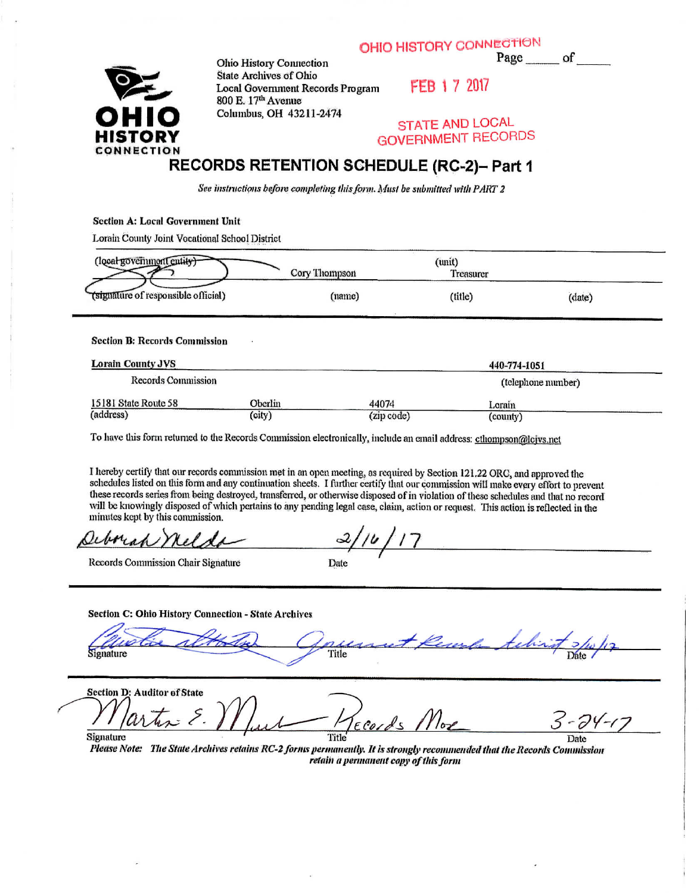OHIO HISTORY CONNECTION

FEB 17 2017

STATE AND LOCAL GOVERNMENT RECORDS

Page \_\_\_\_\_ of \_\_\_\_\_

OHIO HISTORY CONNECTION

Ohio History Connection
State Archives of Ohio
Local Government Records Program
800 E. 17th Avenue
Columbus, OH 43211-2474

# RECORDS RETENTION SCHEDULE (RC-2)– Part 1

*See instructions before completing this form. Must be submitted with PART 2*

**Section A: Local Government Unit**

Lorain County Joint Vocational School District

(local government entity) | (unit)

[signature] | Cory Thompson | Treasurer |
(signature of responsible official) | (name) | (title) | (date)

**Section B: Records Commission**

**Lorain County JVS** | **440-774-1051**
Records Commission | (telephone number)

| 15181 State Route 58 | Oberlin | 44074 | Lorain |
|---|---|---|---|
| (address) | (city) | (zip code) | (county) |

To have this form returned to the Records Commission electronically, include an email address: cthompson@lcjvs.net

I hereby certify that our records commission met in an open meeting, as required by Section 121.22 ORC, and approved the schedules listed on this form and any continuation sheets. I further certify that our commission will make every effort to prevent these records series from being destroyed, transferred, or otherwise disposed of in violation of these schedules and that no record will be knowingly disposed of which pertains to any pending legal case, claim, action or request. This action is reflected in the minutes kept by this commission.

Deborah Nelda | 2/16/17
Records Commission Chair Signature | Date

**Section C: Ohio History Connection - State Archives**

[signature] | Government Records Archivist | 2/16/17
Signature | Title | Date

**Section D: Auditor of State**

Martin E. Mast | Records Mgr | 3-24-17
Signature | Title | Date

***Please Note:*** *The State Archives retains RC-2 forms permanently. It is strongly recommended that the Records Commission retain a permanent copy of this form*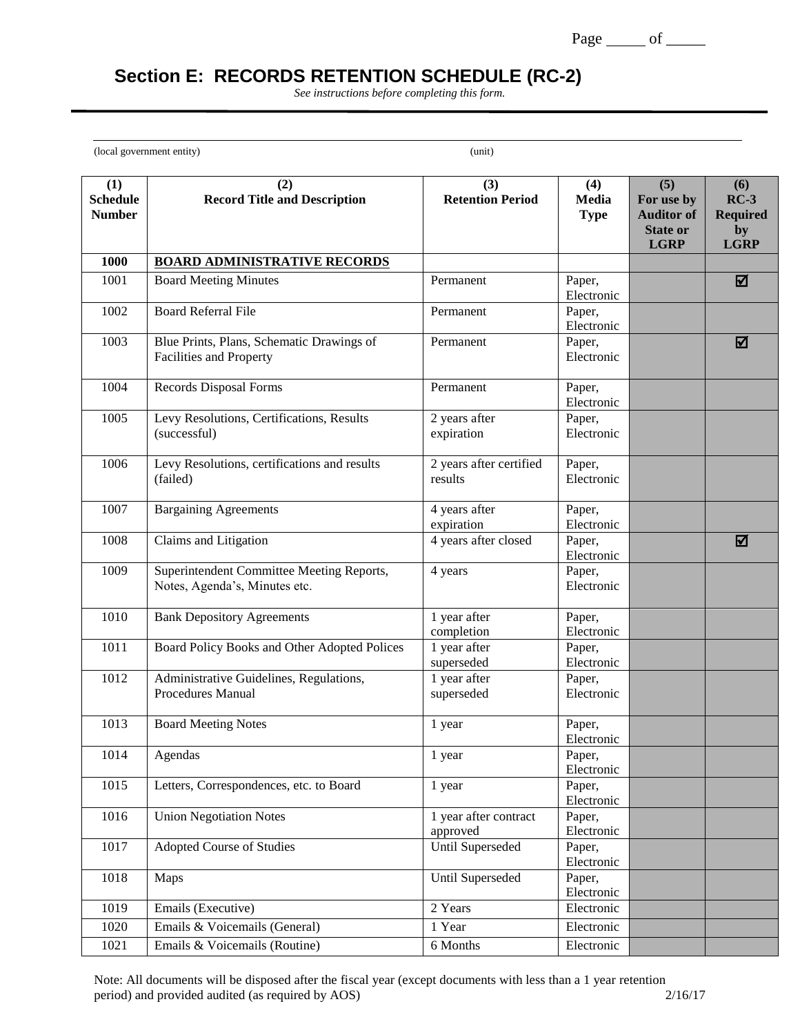## Section E: RECORDS RETENTION SCHEDULE (RC-2)

*See instructions before completing this form.*

(local government entity) (unit)

| (1) Schedule Number | (2) Record Title and Description | (3) Retention Period | (4) Media Type | (5) For use by Auditor of State or LGRP | (6) RC-3 Required by LGRP |
|---|---|---|---|---|---|
| **1000** | **BOARD ADMINISTRATIVE RECORDS** | | | | |
| 1001 | Board Meeting Minutes | Permanent | Paper, Electronic | | ☑ |
| 1002 | Board Referral File | Permanent | Paper, Electronic | | |
| 1003 | Blue Prints, Plans, Schematic Drawings of Facilities and Property | Permanent | Paper, Electronic | | ☑ |
| 1004 | Records Disposal Forms | Permanent | Paper, Electronic | | |
| 1005 | Levy Resolutions, Certifications, Results (successful) | 2 years after expiration | Paper, Electronic | | |
| 1006 | Levy Resolutions, certifications and results (failed) | 2 years after certified results | Paper, Electronic | | |
| 1007 | Bargaining Agreements | 4 years after expiration | Paper, Electronic | | |
| 1008 | Claims and Litigation | 4 years after closed | Paper, Electronic | | ☑ |
| 1009 | Superintendent Committee Meeting Reports, Notes, Agenda's, Minutes etc. | 4 years | Paper, Electronic | | |
| 1010 | Bank Depository Agreements | 1 year after completion | Paper, Electronic | | |
| 1011 | Board Policy Books and Other Adopted Polices | 1 year after superseded | Paper, Electronic | | |
| 1012 | Administrative Guidelines, Regulations, Procedures Manual | 1 year after superseded | Paper, Electronic | | |
| 1013 | Board Meeting Notes | 1 year | Paper, Electronic | | |
| 1014 | Agendas | 1 year | Paper, Electronic | | |
| 1015 | Letters, Correspondences, etc. to Board | 1 year | Paper, Electronic | | |
| 1016 | Union Negotiation Notes | 1 year after contract approved | Paper, Electronic | | |
| 1017 | Adopted Course of Studies | Until Superseded | Paper, Electronic | | |
| 1018 | Maps | Until Superseded | Paper, Electronic | | |
| 1019 | Emails (Executive) | 2 Years | Electronic | | |
| 1020 | Emails & Voicemails (General) | 1 Year | Electronic | | |
| 1021 | Emails & Voicemails (Routine) | 6 Months | Electronic | | |

Note: All documents will be disposed after the fiscal year (except documents with less than a 1 year retention period) and provided audited (as required by AOS) 2/16/17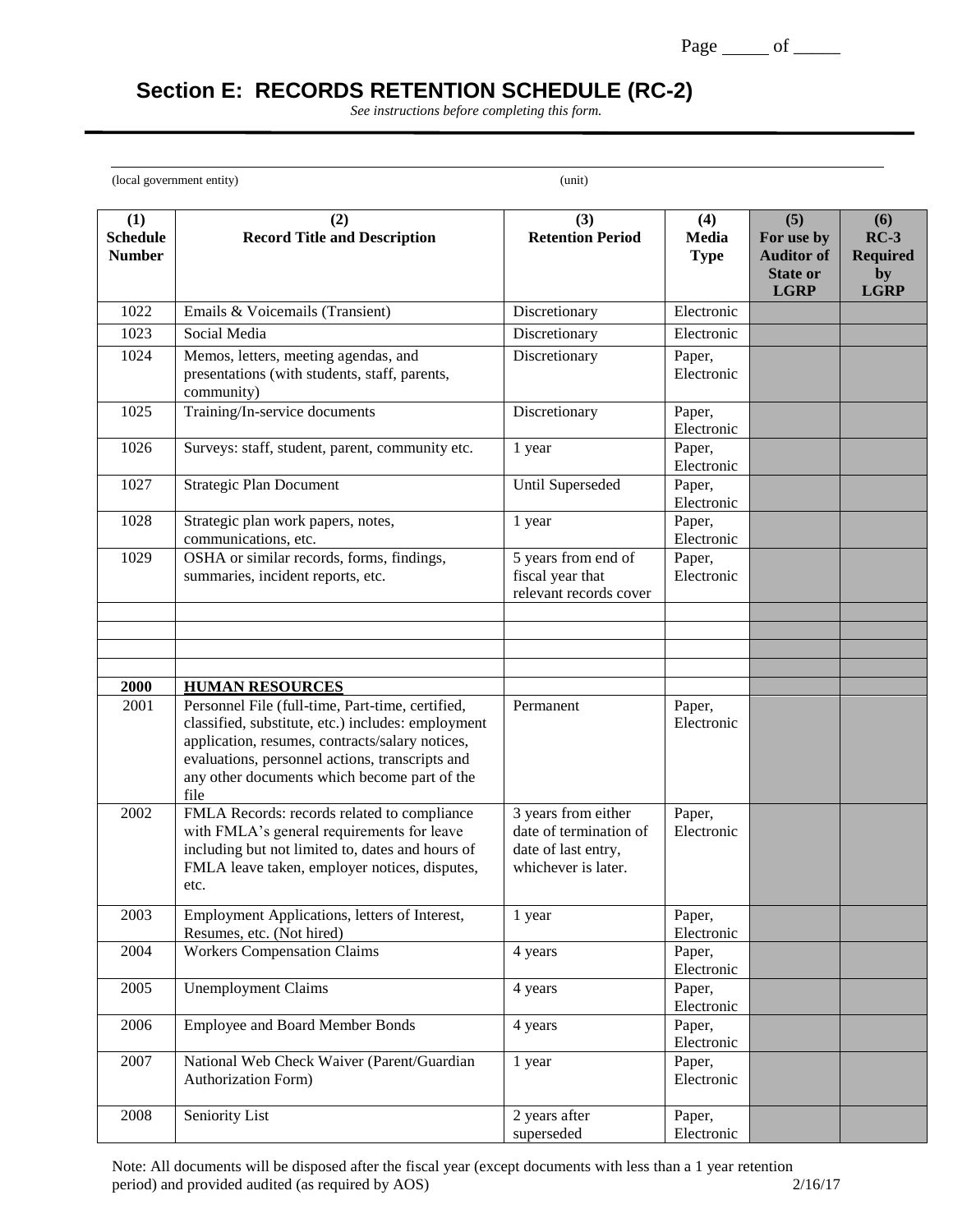## Section E: RECORDS RETENTION SCHEDULE (RC-2)

*See instructions before completing this form.*

(local government entity) (unit)

| (1) Schedule Number | (2) Record Title and Description | (3) Retention Period | (4) Media Type | (5) For use by Auditor of State or LGRP | (6) RC-3 Required by LGRP |
|---|---|---|---|---|---|
| 1022 | Emails & Voicemails (Transient) | Discretionary | Electronic | | |
| 1023 | Social Media | Discretionary | Electronic | | |
| 1024 | Memos, letters, meeting agendas, and presentations (with students, staff, parents, community) | Discretionary | Paper, Electronic | | |
| 1025 | Training/In-service documents | Discretionary | Paper, Electronic | | |
| 1026 | Surveys: staff, student, parent, community etc. | 1 year | Paper, Electronic | | |
| 1027 | Strategic Plan Document | Until Superseded | Paper, Electronic | | |
| 1028 | Strategic plan work papers, notes, communications, etc. | 1 year | Paper, Electronic | | |
| 1029 | OSHA or similar records, forms, findings, summaries, incident reports, etc. | 5 years from end of fiscal year that relevant records cover | Paper, Electronic | | |
| | | | | | |
| | | | | | |
| | | | | | |
| | | | | | |
| **2000** | **HUMAN RESOURCES** | | | | |
| 2001 | Personnel File (full-time, Part-time, certified, classified, substitute, etc.) includes: employment application, resumes, contracts/salary notices, evaluations, personnel actions, transcripts and any other documents which become part of the file | Permanent | Paper, Electronic | | |
| 2002 | FMLA Records: records related to compliance with FMLA's general requirements for leave including but not limited to, dates and hours of FMLA leave taken, employer notices, disputes, etc. | 3 years from either date of termination of date of last entry, whichever is later. | Paper, Electronic | | |
| 2003 | Employment Applications, letters of Interest, Resumes, etc. (Not hired) | 1 year | Paper, Electronic | | |
| 2004 | Workers Compensation Claims | 4 years | Paper, Electronic | | |
| 2005 | Unemployment Claims | 4 years | Paper, Electronic | | |
| 2006 | Employee and Board Member Bonds | 4 years | Paper, Electronic | | |
| 2007 | National Web Check Waiver (Parent/Guardian Authorization Form) | 1 year | Paper, Electronic | | |
| 2008 | Seniority List | 2 years after superseded | Paper, Electronic | | |

Note: All documents will be disposed after the fiscal year (except documents with less than a 1 year retention period) and provided audited (as required by AOS) 2/16/17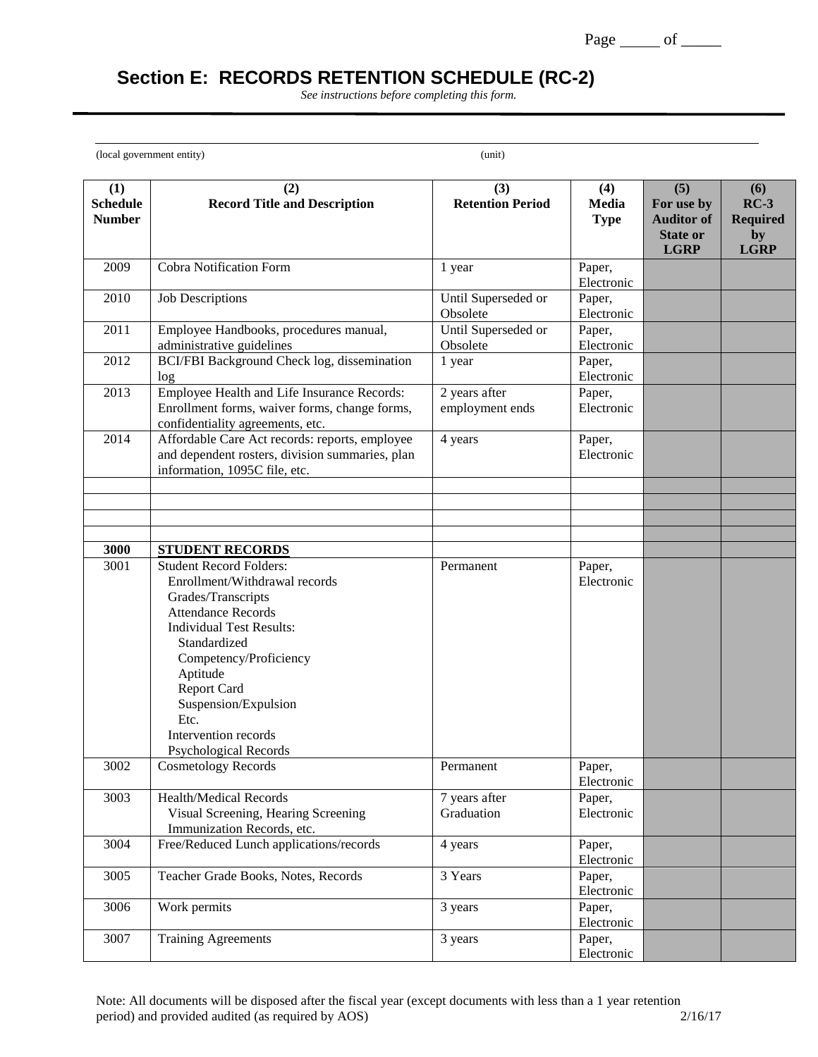## Section E: RECORDS RETENTION SCHEDULE (RC-2)

*See instructions before completing this form.*

(local government entity) (unit)

| (1) Schedule Number | (2) Record Title and Description | (3) Retention Period | (4) Media Type | (5) For use by Auditor of State or LGRP | (6) RC-3 Required by LGRP |
|---|---|---|---|---|---|
| 2009 | Cobra Notification Form | 1 year | Paper, Electronic | | |
| 2010 | Job Descriptions | Until Superseded or Obsolete | Paper, Electronic | | |
| 2011 | Employee Handbooks, procedures manual, administrative guidelines | Until Superseded or Obsolete | Paper, Electronic | | |
| 2012 | BCI/FBI Background Check log, dissemination log | 1 year | Paper, Electronic | | |
| 2013 | Employee Health and Life Insurance Records: Enrollment forms, waiver forms, change forms, confidentiality agreements, etc. | 2 years after employment ends | Paper, Electronic | | |
| 2014 | Affordable Care Act records: reports, employee and dependent rosters, division summaries, plan information, 1095C file, etc. | 4 years | Paper, Electronic | | |
| | | | | | |
| | | | | | |
| | | | | | |
| | | | | | |
| **3000** | **STUDENT RECORDS** | | | | |
| 3001 | Student Record Folders:<br>Enrollment/Withdrawal records<br>Grades/Transcripts<br>Attendance Records<br>Individual Test Results:<br>Standardized<br>Competency/Proficiency<br>Aptitude<br>Report Card<br>Suspension/Expulsion<br>Etc.<br>Intervention records<br>Psychological Records | Permanent | Paper, Electronic | | |
| 3002 | Cosmetology Records | Permanent | Paper, Electronic | | |
| 3003 | Health/Medical Records<br>Visual Screening, Hearing Screening<br>Immunization Records, etc. | 7 years after Graduation | Paper, Electronic | | |
| 3004 | Free/Reduced Lunch applications/records | 4 years | Paper, Electronic | | |
| 3005 | Teacher Grade Books, Notes, Records | 3 Years | Paper, Electronic | | |
| 3006 | Work permits | 3 years | Paper, Electronic | | |
| 3007 | Training Agreements | 3 years | Paper, Electronic | | |

Note: All documents will be disposed after the fiscal year (except documents with less than a 1 year retention period) and provided audited (as required by AOS) 2/16/17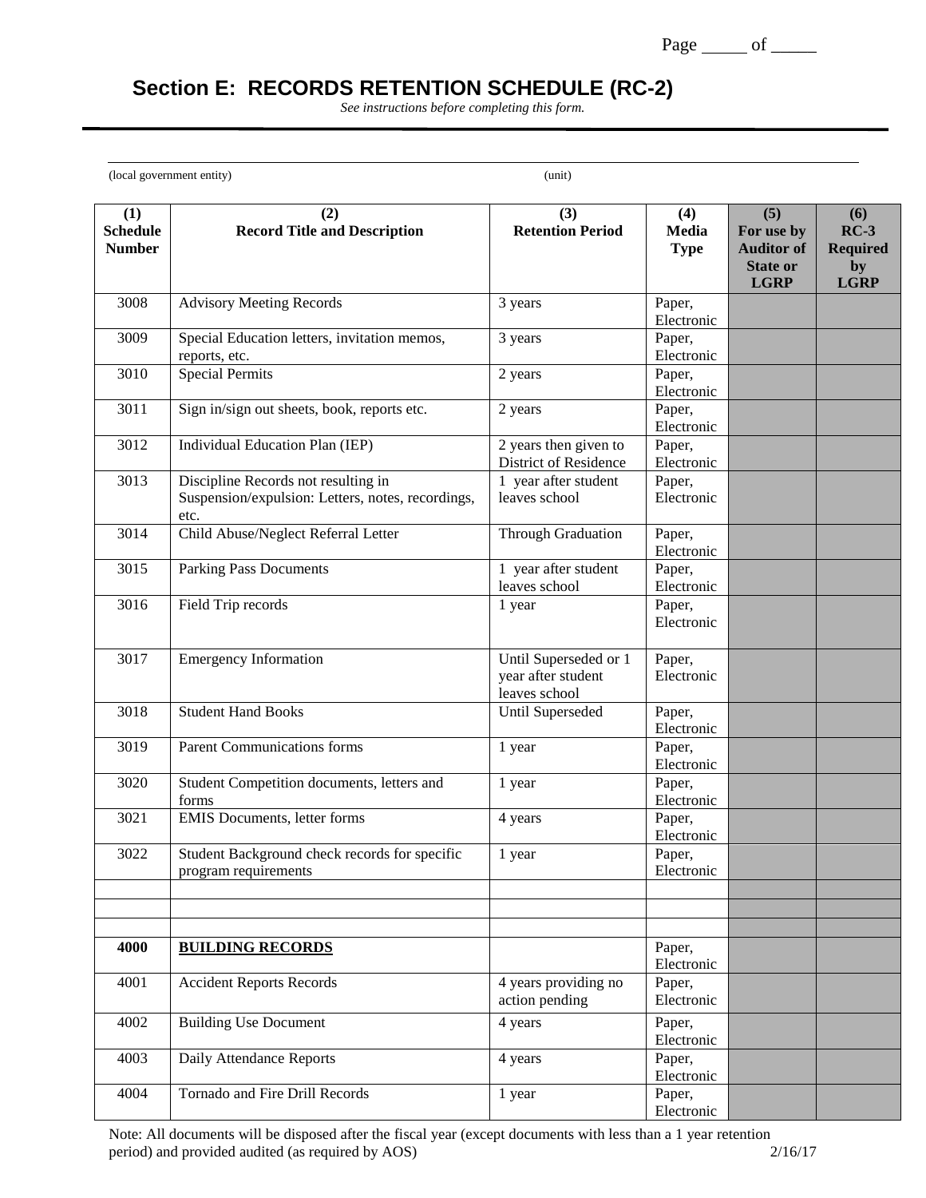# Section E: RECORDS RETENTION SCHEDULE (RC-2)

*See instructions before completing this form.*

(local government entity) (unit)

| (1) Schedule Number | (2) Record Title and Description | (3) Retention Period | (4) Media Type | (5) For use by Auditor of State or LGRP | (6) RC-3 Required by LGRP |
|---|---|---|---|---|---|
| 3008 | Advisory Meeting Records | 3 years | Paper, Electronic | | |
| 3009 | Special Education letters, invitation memos, reports, etc. | 3 years | Paper, Electronic | | |
| 3010 | Special Permits | 2 years | Paper, Electronic | | |
| 3011 | Sign in/sign out sheets, book, reports etc. | 2 years | Paper, Electronic | | |
| 3012 | Individual Education Plan (IEP) | 2 years then given to District of Residence | Paper, Electronic | | |
| 3013 | Discipline Records not resulting in Suspension/expulsion: Letters, notes, recordings, etc. | 1 year after student leaves school | Paper, Electronic | | |
| 3014 | Child Abuse/Neglect Referral Letter | Through Graduation | Paper, Electronic | | |
| 3015 | Parking Pass Documents | 1 year after student leaves school | Paper, Electronic | | |
| 3016 | Field Trip records | 1 year | Paper, Electronic | | |
| 3017 | Emergency Information | Until Superseded or 1 year after student leaves school | Paper, Electronic | | |
| 3018 | Student Hand Books | Until Superseded | Paper, Electronic | | |
| 3019 | Parent Communications forms | 1 year | Paper, Electronic | | |
| 3020 | Student Competition documents, letters and forms | 1 year | Paper, Electronic | | |
| 3021 | EMIS Documents, letter forms | 4 years | Paper, Electronic | | |
| 3022 | Student Background check records for specific program requirements | 1 year | Paper, Electronic | | |
| | | | | | |
| | | | | | |
| | | | | | |
| **4000** | **BUILDING RECORDS** | | Paper, Electronic | | |
| 4001 | Accident Reports Records | 4 years providing no action pending | Paper, Electronic | | |
| 4002 | Building Use Document | 4 years | Paper, Electronic | | |
| 4003 | Daily Attendance Reports | 4 years | Paper, Electronic | | |
| 4004 | Tornado and Fire Drill Records | 1 year | Paper, Electronic | | |

Note: All documents will be disposed after the fiscal year (except documents with less than a 1 year retention period) and provided audited (as required by AOS) 2/16/17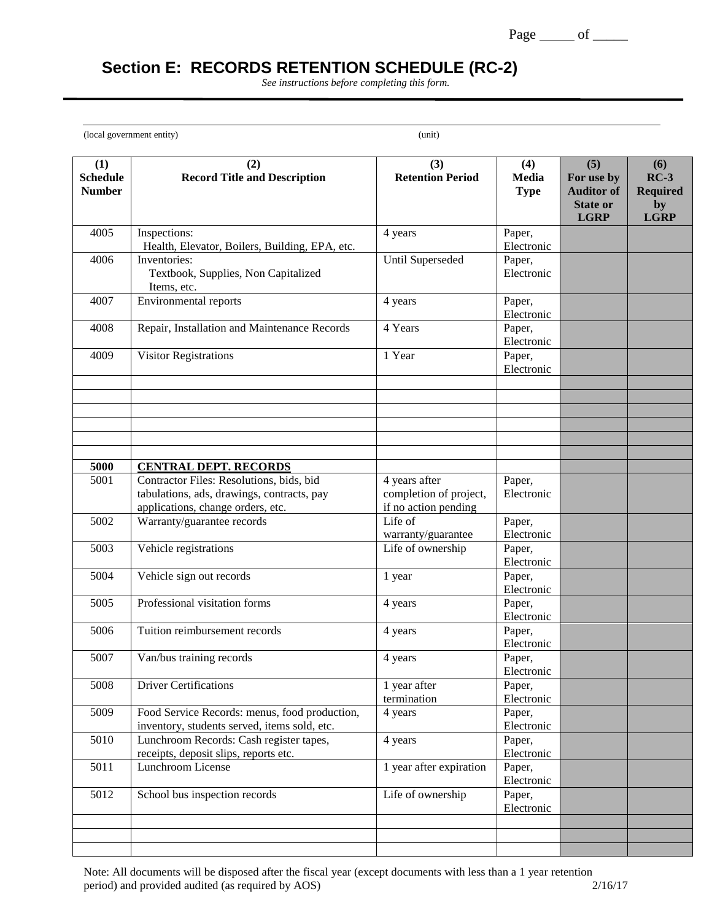## Section E: RECORDS RETENTION SCHEDULE (RC-2)

*See instructions before completing this form.*

(local government entity) (unit)

| (1) Schedule Number | (2) Record Title and Description | (3) Retention Period | (4) Media Type | (5) For use by Auditor of State or LGRP | (6) RC-3 Required by LGRP |
|---|---|---|---|---|---|
| 4005 | Inspections: Health, Elevator, Boilers, Building, EPA, etc. | 4 years | Paper, Electronic | | |
| 4006 | Inventories: Textbook, Supplies, Non Capitalized Items, etc. | Until Superseded | Paper, Electronic | | |
| 4007 | Environmental reports | 4 years | Paper, Electronic | | |
| 4008 | Repair, Installation and Maintenance Records | 4 Years | Paper, Electronic | | |
| 4009 | Visitor Registrations | 1 Year | Paper, Electronic | | |
| | | | | | |
| | | | | | |
| | | | | | |
| | | | | | |
| | | | | | |
| | | | | | |
| **5000** | **CENTRAL DEPT. RECORDS** | | | | |
| 5001 | Contractor Files: Resolutions, bids, bid tabulations, ads, drawings, contracts, pay applications, change orders, etc. | 4 years after completion of project, if no action pending | Paper, Electronic | | |
| 5002 | Warranty/guarantee records | Life of warranty/guarantee | Paper, Electronic | | |
| 5003 | Vehicle registrations | Life of ownership | Paper, Electronic | | |
| 5004 | Vehicle sign out records | 1 year | Paper, Electronic | | |
| 5005 | Professional visitation forms | 4 years | Paper, Electronic | | |
| 5006 | Tuition reimbursement records | 4 years | Paper, Electronic | | |
| 5007 | Van/bus training records | 4 years | Paper, Electronic | | |
| 5008 | Driver Certifications | 1 year after termination | Paper, Electronic | | |
| 5009 | Food Service Records: menus, food production, inventory, students served, items sold, etc. | 4 years | Paper, Electronic | | |
| 5010 | Lunchroom Records: Cash register tapes, receipts, deposit slips, reports etc. | 4 years | Paper, Electronic | | |
| 5011 | Lunchroom License | 1 year after expiration | Paper, Electronic | | |
| 5012 | School bus inspection records | Life of ownership | Paper, Electronic | | |
| | | | | | |
| | | | | | |
| | | | | | |

Note: All documents will be disposed after the fiscal year (except documents with less than a 1 year retention period) and provided audited (as required by AOS) 2/16/17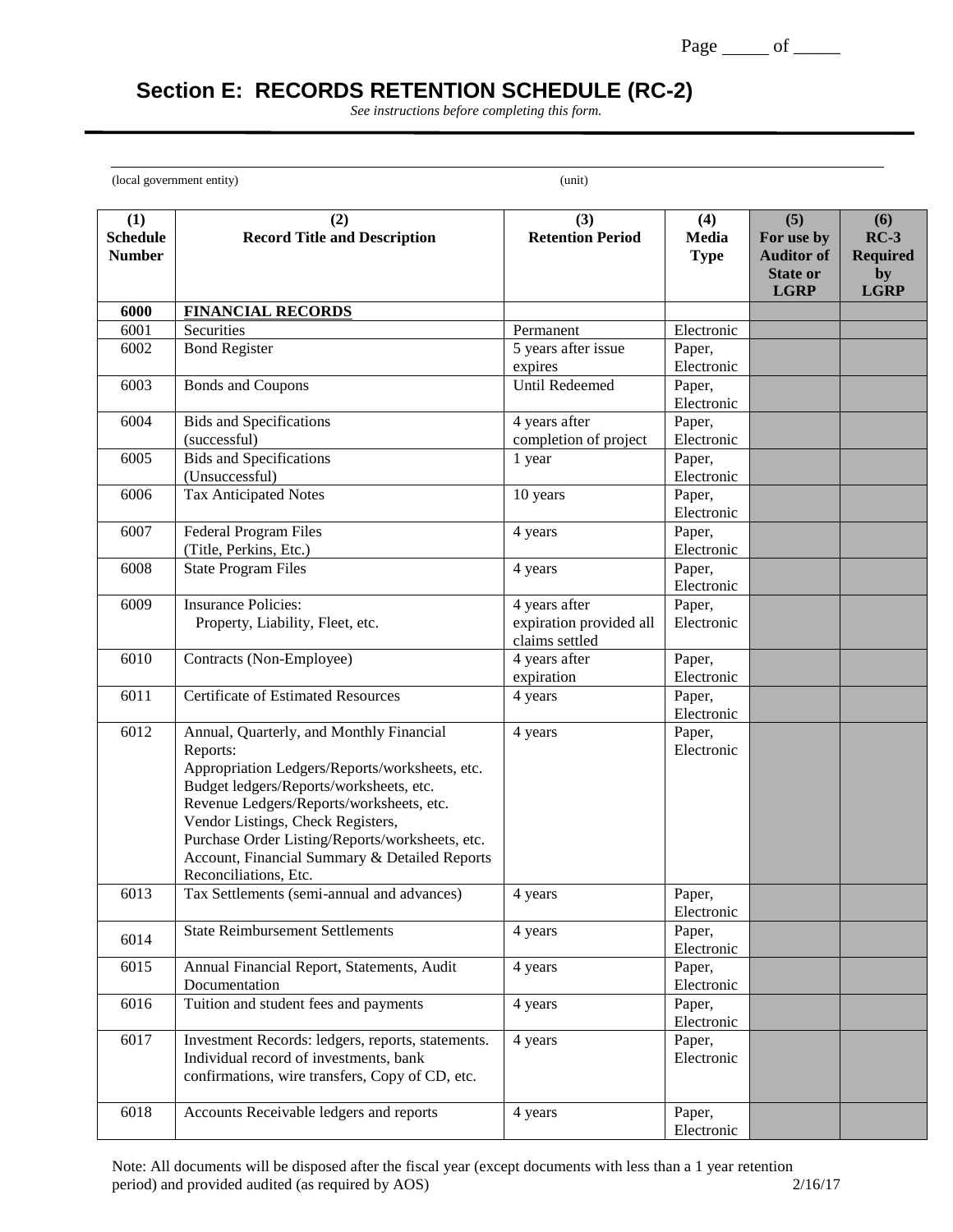## Section E: RECORDS RETENTION SCHEDULE (RC-2)

*See instructions before completing this form.*

(local government entity) (unit)

| (1) Schedule Number | (2) Record Title and Description | (3) Retention Period | (4) Media Type | (5) For use by Auditor of State or LGRP | (6) RC-3 Required by LGRP |
|---|---|---|---|---|---|
| **6000** | **FINANCIAL RECORDS** | | | | |
| 6001 | Securities | Permanent | Electronic | | |
| 6002 | Bond Register | 5 years after issue expires | Paper, Electronic | | |
| 6003 | Bonds and Coupons | Until Redeemed | Paper, Electronic | | |
| 6004 | Bids and Specifications (successful) | 4 years after completion of project | Paper, Electronic | | |
| 6005 | Bids and Specifications (Unsuccessful) | 1 year | Paper, Electronic | | |
| 6006 | Tax Anticipated Notes | 10 years | Paper, Electronic | | |
| 6007 | Federal Program Files (Title, Perkins, Etc.) | 4 years | Paper, Electronic | | |
| 6008 | State Program Files | 4 years | Paper, Electronic | | |
| 6009 | Insurance Policies: Property, Liability, Fleet, etc. | 4 years after expiration provided all claims settled | Paper, Electronic | | |
| 6010 | Contracts (Non-Employee) | 4 years after expiration | Paper, Electronic | | |
| 6011 | Certificate of Estimated Resources | 4 years | Paper, Electronic | | |
| 6012 | Annual, Quarterly, and Monthly Financial Reports: Appropriation Ledgers/Reports/worksheets, etc. Budget ledgers/Reports/worksheets, etc. Revenue Ledgers/Reports/worksheets, etc. Vendor Listings, Check Registers, Purchase Order Listing/Reports/worksheets, etc. Account, Financial Summary & Detailed Reports Reconciliations, Etc. | 4 years | Paper, Electronic | | |
| 6013 | Tax Settlements (semi-annual and advances) | 4 years | Paper, Electronic | | |
| 6014 | State Reimbursement Settlements | 4 years | Paper, Electronic | | |
| 6015 | Annual Financial Report, Statements, Audit Documentation | 4 years | Paper, Electronic | | |
| 6016 | Tuition and student fees and payments | 4 years | Paper, Electronic | | |
| 6017 | Investment Records: ledgers, reports, statements. Individual record of investments, bank confirmations, wire transfers, Copy of CD, etc. | 4 years | Paper, Electronic | | |
| 6018 | Accounts Receivable ledgers and reports | 4 years | Paper, Electronic | | |

Note: All documents will be disposed after the fiscal year (except documents with less than a 1 year retention period) and provided audited (as required by AOS)

2/16/17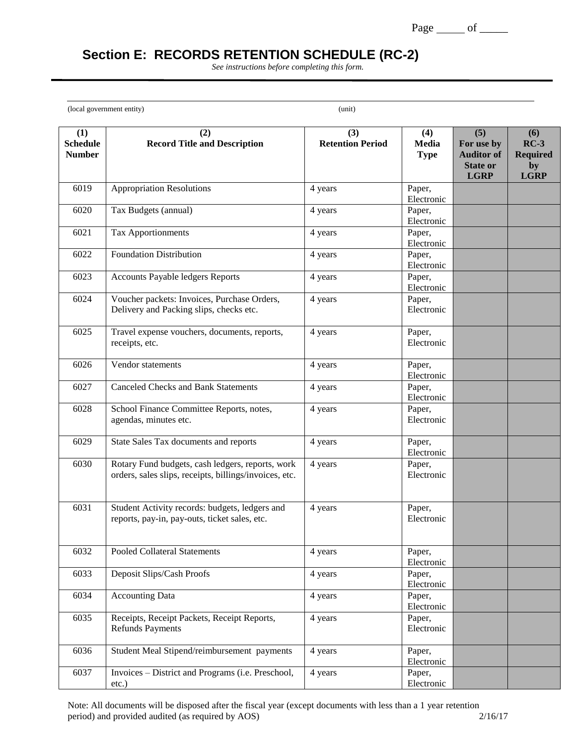## Section E: RECORDS RETENTION SCHEDULE (RC-2)

*See instructions before completing this form.*

(local government entity) (unit)

| (1) Schedule Number | (2) Record Title and Description | (3) Retention Period | (4) Media Type | (5) For use by Auditor of State or LGRP | (6) RC-3 Required by LGRP |
|---|---|---|---|---|---|
| 6019 | Appropriation Resolutions | 4 years | Paper, Electronic | | |
| 6020 | Tax Budgets (annual) | 4 years | Paper, Electronic | | |
| 6021 | Tax Apportionments | 4 years | Paper, Electronic | | |
| 6022 | Foundation Distribution | 4 years | Paper, Electronic | | |
| 6023 | Accounts Payable ledgers Reports | 4 years | Paper, Electronic | | |
| 6024 | Voucher packets: Invoices, Purchase Orders, Delivery and Packing slips, checks etc. | 4 years | Paper, Electronic | | |
| 6025 | Travel expense vouchers, documents, reports, receipts, etc. | 4 years | Paper, Electronic | | |
| 6026 | Vendor statements | 4 years | Paper, Electronic | | |
| 6027 | Canceled Checks and Bank Statements | 4 years | Paper, Electronic | | |
| 6028 | School Finance Committee Reports, notes, agendas, minutes etc. | 4 years | Paper, Electronic | | |
| 6029 | State Sales Tax documents and reports | 4 years | Paper, Electronic | | |
| 6030 | Rotary Fund budgets, cash ledgers, reports, work orders, sales slips, receipts, billings/invoices, etc. | 4 years | Paper, Electronic | | |
| 6031 | Student Activity records: budgets, ledgers and reports, pay-in, pay-outs, ticket sales, etc. | 4 years | Paper, Electronic | | |
| 6032 | Pooled Collateral Statements | 4 years | Paper, Electronic | | |
| 6033 | Deposit Slips/Cash Proofs | 4 years | Paper, Electronic | | |
| 6034 | Accounting Data | 4 years | Paper, Electronic | | |
| 6035 | Receipts, Receipt Packets, Receipt Reports, Refunds Payments | 4 years | Paper, Electronic | | |
| 6036 | Student Meal Stipend/reimbursement payments | 4 years | Paper, Electronic | | |
| 6037 | Invoices – District and Programs (i.e. Preschool, etc.) | 4 years | Paper, Electronic | | |

Note: All documents will be disposed after the fiscal year (except documents with less than a 1 year retention period) and provided audited (as required by AOS) 2/16/17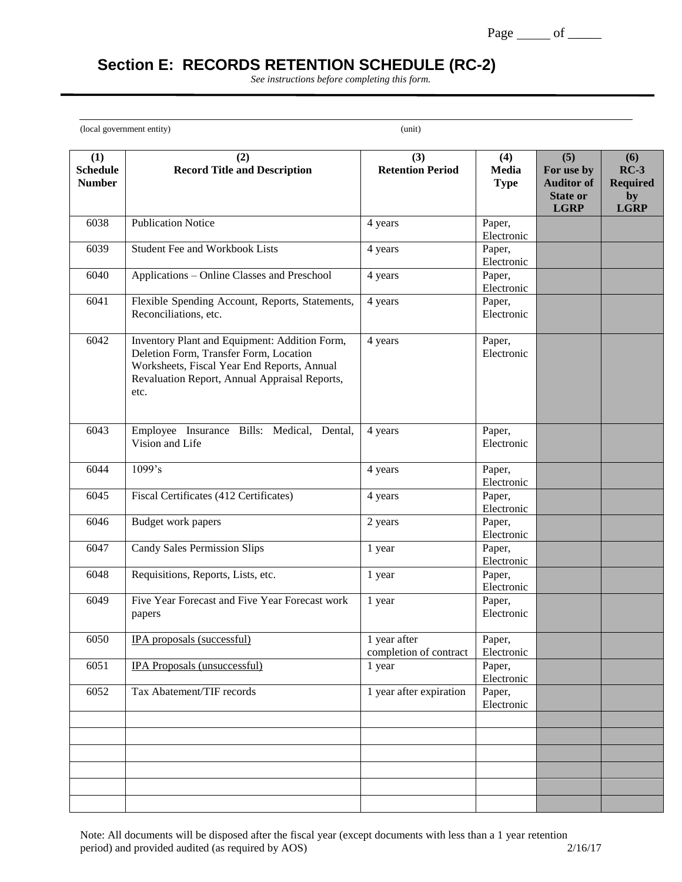## Section E: RECORDS RETENTION SCHEDULE (RC-2)

*See instructions before completing this form.*

(local government entity) (unit)

| (1) Schedule Number | (2) Record Title and Description | (3) Retention Period | (4) Media Type | (5) For use by Auditor of State or LGRP | (6) RC-3 Required by LGRP |
|---|---|---|---|---|---|
| 6038 | Publication Notice | 4 years | Paper, Electronic | | |
| 6039 | Student Fee and Workbook Lists | 4 years | Paper, Electronic | | |
| 6040 | Applications – Online Classes and Preschool | 4 years | Paper, Electronic | | |
| 6041 | Flexible Spending Account, Reports, Statements, Reconciliations, etc. | 4 years | Paper, Electronic | | |
| 6042 | Inventory Plant and Equipment: Addition Form, Deletion Form, Transfer Form, Location Worksheets, Fiscal Year End Reports, Annual Revaluation Report, Annual Appraisal Reports, etc. | 4 years | Paper, Electronic | | |
| 6043 | Employee Insurance Bills: Medical, Dental, Vision and Life | 4 years | Paper, Electronic | | |
| 6044 | 1099's | 4 years | Paper, Electronic | | |
| 6045 | Fiscal Certificates (412 Certificates) | 4 years | Paper, Electronic | | |
| 6046 | Budget work papers | 2 years | Paper, Electronic | | |
| 6047 | Candy Sales Permission Slips | 1 year | Paper, Electronic | | |
| 6048 | Requisitions, Reports, Lists, etc. | 1 year | Paper, Electronic | | |
| 6049 | Five Year Forecast and Five Year Forecast work papers | 1 year | Paper, Electronic | | |
| 6050 | IPA proposals (successful) | 1 year after completion of contract | Paper, Electronic | | |
| 6051 | IPA Proposals (unsuccessful) | 1 year | Paper, Electronic | | |
| 6052 | Tax Abatement/TIF records | 1 year after expiration | Paper, Electronic | | |
| | | | | | |
| | | | | | |
| | | | | | |
| | | | | | |
| | | | | | |
| | | | | | |

Note: All documents will be disposed after the fiscal year (except documents with less than a 1 year retention period) and provided audited (as required by AOS) 2/16/17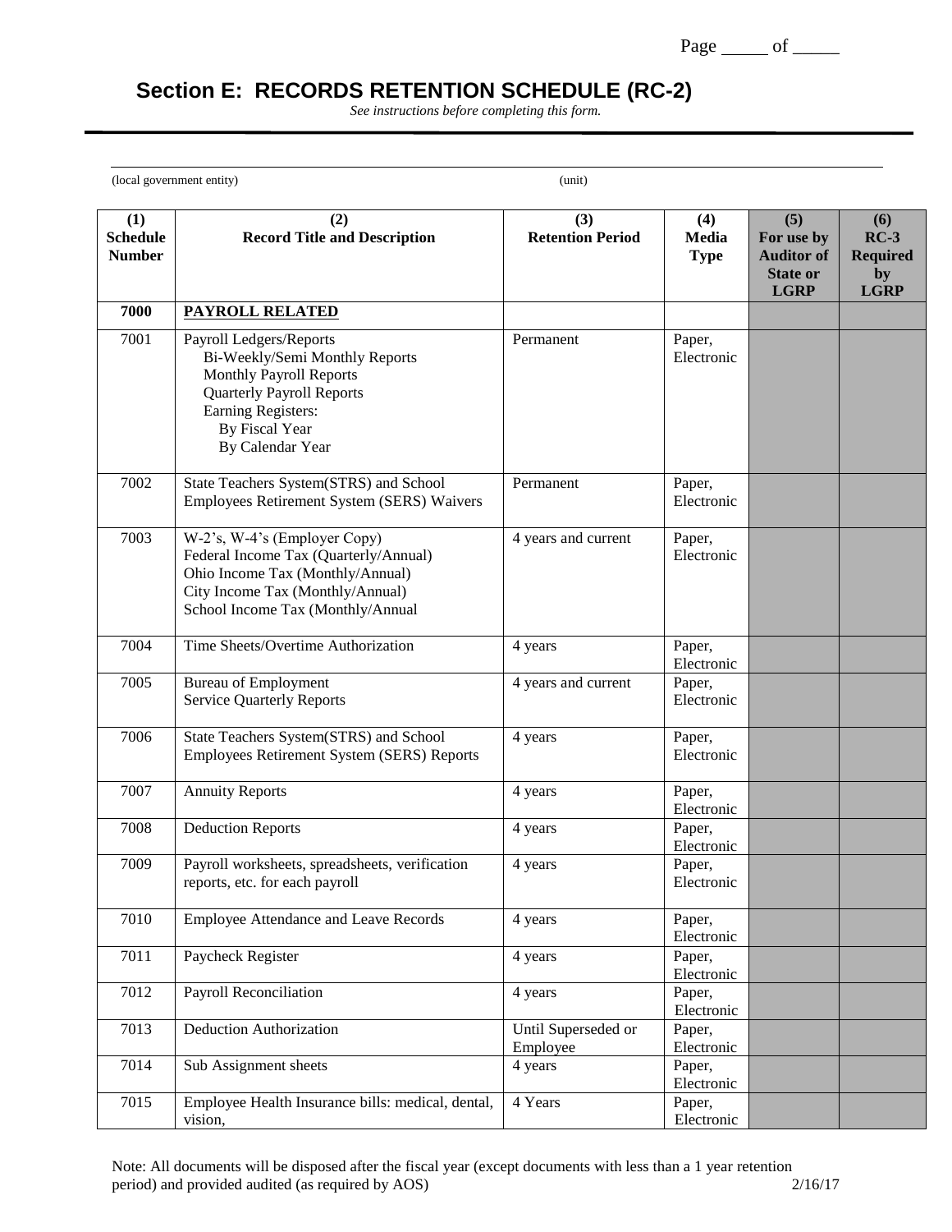Page _____ of _____

## Section E: RECORDS RETENTION SCHEDULE (RC-2)

*See instructions before completing this form.*

(local government entity) (unit)

| (1) Schedule Number | (2) Record Title and Description | (3) Retention Period | (4) Media Type | (5) For use by Auditor of State or LGRP | (6) RC-3 Required by LGRP |
|---|---|---|---|---|---|
| 7000 | **PAYROLL RELATED** | | | | |
| 7001 | Payroll Ledgers/Reports<br>Bi-Weekly/Semi Monthly Reports<br>Monthly Payroll Reports<br>Quarterly Payroll Reports<br>Earning Registers:<br>By Fiscal Year<br>By Calendar Year | Permanent | Paper, Electronic | | |
| 7002 | State Teachers System(STRS) and School Employees Retirement System (SERS) Waivers | Permanent | Paper, Electronic | | |
| 7003 | W-2's, W-4's (Employer Copy)<br>Federal Income Tax (Quarterly/Annual)<br>Ohio Income Tax (Monthly/Annual)<br>City Income Tax (Monthly/Annual)<br>School Income Tax (Monthly/Annual | 4 years and current | Paper, Electronic | | |
| 7004 | Time Sheets/Overtime Authorization | 4 years | Paper, Electronic | | |
| 7005 | Bureau of Employment Service Quarterly Reports | 4 years and current | Paper, Electronic | | |
| 7006 | State Teachers System(STRS) and School Employees Retirement System (SERS) Reports | 4 years | Paper, Electronic | | |
| 7007 | Annuity Reports | 4 years | Paper, Electronic | | |
| 7008 | Deduction Reports | 4 years | Paper, Electronic | | |
| 7009 | Payroll worksheets, spreadsheets, verification reports, etc. for each payroll | 4 years | Paper, Electronic | | |
| 7010 | Employee Attendance and Leave Records | 4 years | Paper, Electronic | | |
| 7011 | Paycheck Register | 4 years | Paper, Electronic | | |
| 7012 | Payroll Reconciliation | 4 years | Paper, Electronic | | |
| 7013 | Deduction Authorization | Until Superseded or Employee | Paper, Electronic | | |
| 7014 | Sub Assignment sheets | 4 years | Paper, Electronic | | |
| 7015 | Employee Health Insurance bills: medical, dental, vision, | 4 Years | Paper, Electronic | | |

Note: All documents will be disposed after the fiscal year (except documents with less than a 1 year retention period) and provided audited (as required by AOS) 2/16/17